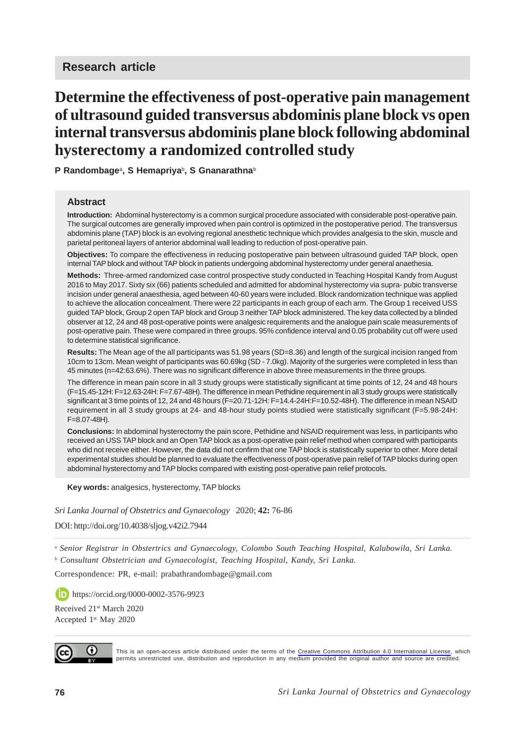Research article

# Determine the effectiveness of post-operative pain management of ultrasound guided transversus abdominis plane block vs open internal transversus abdominis plane block following abdominal hysterectomy a randomized controlled study

**P Randombage**[a], **S Hemapriya**[b], **S Gnanarathna**[b]

## Abstract

**Introduction:** Abdominal hysterectomy is a common surgical procedure associated with considerable post-operative pain. The surgical outcomes are generally improved when pain control is optimized in the postoperative period. The transversus abdominis plane (TAP) block is an evolving regional anesthetic technique which provides analgesia to the skin, muscle and parietal peritoneal layers of anterior abdominal wall leading to reduction of post-operative pain.

**Objectives:** To compare the effectiveness in reducing postoperative pain between ultrasound guided TAP block, open internal TAP block and without TAP block in patients undergoing abdominal hysterectomy under general anaethesia.

**Methods:** Three-armed randomized case control prospective study conducted in Teaching Hospital Kandy from August 2016 to May 2017. Sixty six (66) patients scheduled and admitted for abdominal hysterectomy via supra- pubic transverse incision under general anaesthesia, aged between 40-60 years were included. Block randomization technique was applied to achieve the allocation concealment. There were 22 participants in each group of each arm. The Group 1 received USS guided TAP block, Group 2 open TAP block and Group 3 neither TAP block administered. The key data collected by a blinded observer at 12, 24 and 48 post-operative points were analgesic requirements and the analogue pain scale measurements of post-operative pain. These were compared in three groups. 95% confidence interval and 0.05 probability cut off were used to determine statistical significance.

**Results:** The Mean age of the all participants was 51.98 years (SD=8.36) and length of the surgical incision ranged from 10cm to 13cm. Mean weight of participants was 60.69kg (SD - 7.0kg). Majority of the surgeries were completed in less than 45 minutes (n=42:63.6%). There was no significant difference in above three measurements in the three groups.

The difference in mean pain score in all 3 study groups were statistically significant at time points of 12, 24 and 48 hours (F=15.45-12H: F=12.63-24H: F=7.67-48H). The difference in mean Pethidine requirement in all 3 study groups were statistically significant at 3 time points of 12, 24 and 48 hours (F=20.71-12H: F=14.4-24H:F=10.52-48H). The difference in mean NSAID requirement in all 3 study groups at 24- and 48-hour study points studied were statistically significant (F=5.98-24H: F=8.07-48H).

**Conclusions:** In abdominal hysterectomy the pain score, Pethidine and NSAID requirement was less, in participants who received an USS TAP block and an Open TAP block as a post-operative pain relief method when compared with participants who did not receive either. However, the data did not confirm that one TAP block is statistically superior to other. More detail experimental studies should be planned to evaluate the effectiveness of post-operative pain relief of TAP blocks during open abdominal hysterectomy and TAP blocks compared with existing post-operative pain relief protocols.

**Key words:** analgesics, hysterectomy, TAP blocks

*Sri Lanka Journal of Obstetrics and Gynaecology* 2020; **42:** 76-86

DOI: http://doi.org/10.4038/sljog.v42i2.7944

[a] *Senior Registrar in Obstertrics and Gynaecology, Colombo South Teaching Hospital, Kalubowila, Sri Lanka.*

[b] *Consultant Obstetrician and Gynaecologist, Teaching Hospital, Kandy, Sri Lanka.*

Correspondence: PR, e-mail: prabathrandombage@gmail.com

https://orcid.org/0000-0002-3576-9923

Received 21st March 2020

Accepted 1st May 2020

This is an open-access article distributed under the terms of the Creative Commons Attribution 4.0 International License, which permits unrestricted use, distribution and reproduction in any medium provided the original author and source are credited.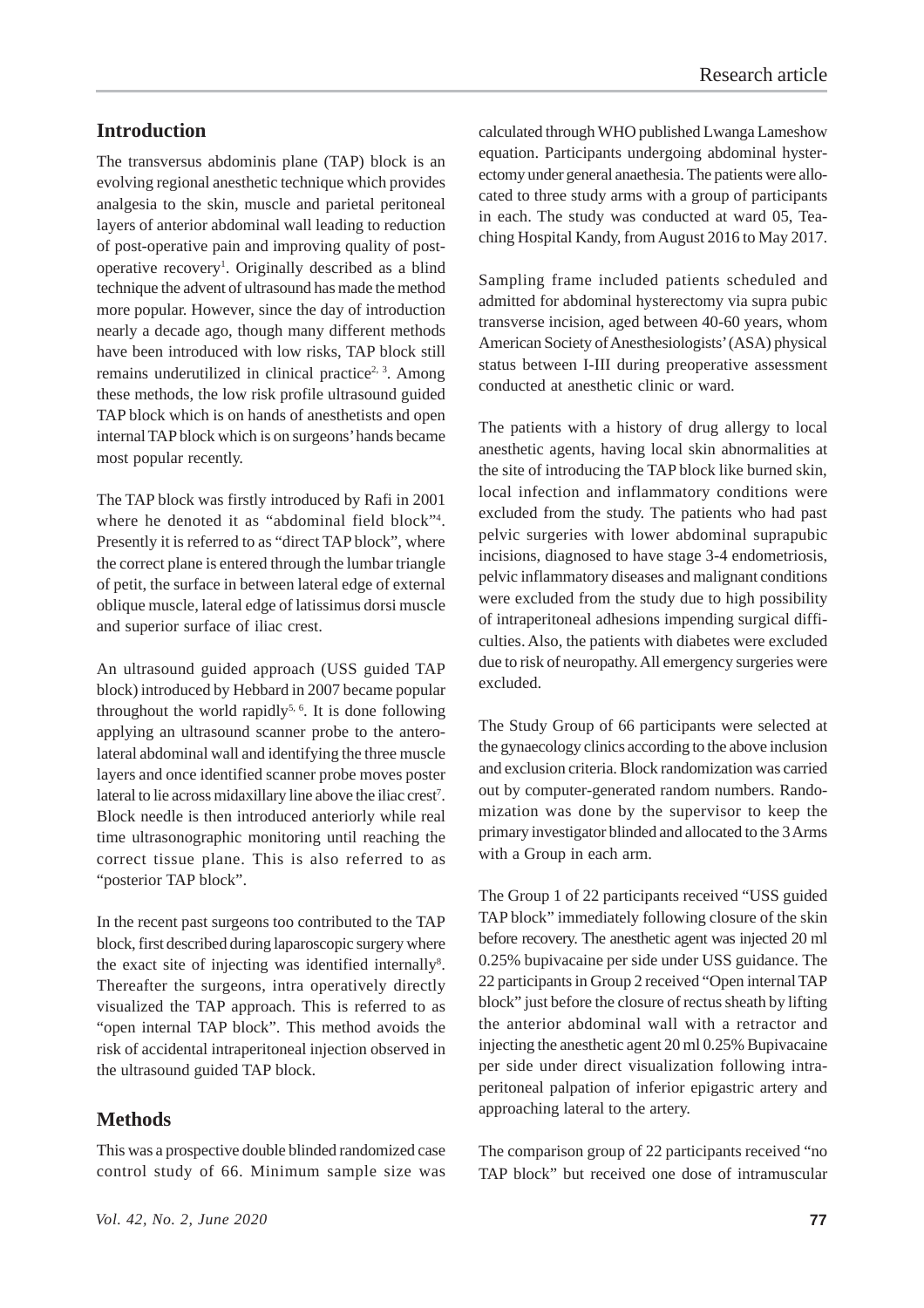## Introduction

The transversus abdominis plane (TAP) block is an evolving regional anesthetic technique which provides analgesia to the skin, muscle and parietal peritoneal layers of anterior abdominal wall leading to reduction of post-operative pain and improving quality of post-operative recovery[1]. Originally described as a blind technique the advent of ultrasound has made the method more popular. However, since the day of introduction nearly a decade ago, though many different methods have been introduced with low risks, TAP block still remains underutilized in clinical practice[2, 3]. Among these methods, the low risk profile ultrasound guided TAP block which is on hands of anesthetists and open internal TAP block which is on surgeons' hands became most popular recently.

The TAP block was firstly introduced by Rafi in 2001 where he denoted it as "abdominal field block"[4]. Presently it is referred to as "direct TAP block", where the correct plane is entered through the lumbar triangle of petit, the surface in between lateral edge of external oblique muscle, lateral edge of latissimus dorsi muscle and superior surface of iliac crest.

An ultrasound guided approach (USS guided TAP block) introduced by Hebbard in 2007 became popular throughout the world rapidly[5, 6]. It is done following applying an ultrasound scanner probe to the antero-lateral abdominal wall and identifying the three muscle layers and once identified scanner probe moves poster lateral to lie across midaxillary line above the iliac crest[7]. Block needle is then introduced anteriorly while real time ultrasonographic monitoring until reaching the correct tissue plane. This is also referred to as "posterior TAP block".

In the recent past surgeons too contributed to the TAP block, first described during laparoscopic surgery where the exact site of injecting was identified internally[8]. Thereafter the surgeons, intra operatively directly visualized the TAP approach. This is referred to as "open internal TAP block". This method avoids the risk of accidental intraperitoneal injection observed in the ultrasound guided TAP block.

## Methods

This was a prospective double blinded randomized case control study of 66. Minimum sample size was calculated through WHO published Lwanga Lameshow equation. Participants undergoing abdominal hysterectomy under general anaethesia. The patients were allocated to three study arms with a group of participants in each. The study was conducted at ward 05, Teaching Hospital Kandy, from August 2016 to May 2017.

Sampling frame included patients scheduled and admitted for abdominal hysterectomy via supra pubic transverse incision, aged between 40-60 years, whom American Society of Anesthesiologists' (ASA) physical status between I-III during preoperative assessment conducted at anesthetic clinic or ward.

The patients with a history of drug allergy to local anesthetic agents, having local skin abnormalities at the site of introducing the TAP block like burned skin, local infection and inflammatory conditions were excluded from the study. The patients who had past pelvic surgeries with lower abdominal suprapubic incisions, diagnosed to have stage 3-4 endometriosis, pelvic inflammatory diseases and malignant conditions were excluded from the study due to high possibility of intraperitoneal adhesions impending surgical difficulties. Also, the patients with diabetes were excluded due to risk of neuropathy. All emergency surgeries were excluded.

The Study Group of 66 participants were selected at the gynaecology clinics according to the above inclusion and exclusion criteria. Block randomization was carried out by computer-generated random numbers. Randomization was done by the supervisor to keep the primary investigator blinded and allocated to the 3 Arms with a Group in each arm.

The Group 1 of 22 participants received "USS guided TAP block" immediately following closure of the skin before recovery. The anesthetic agent was injected 20 ml 0.25% bupivacaine per side under USS guidance. The 22 participants in Group 2 received "Open internal TAP block" just before the closure of rectus sheath by lifting the anterior abdominal wall with a retractor and injecting the anesthetic agent 20 ml 0.25% Bupivacaine per side under direct visualization following intraperitoneal palpation of inferior epigastric artery and approaching lateral to the artery.

The comparison group of 22 participants received "no TAP block" but received one dose of intramuscular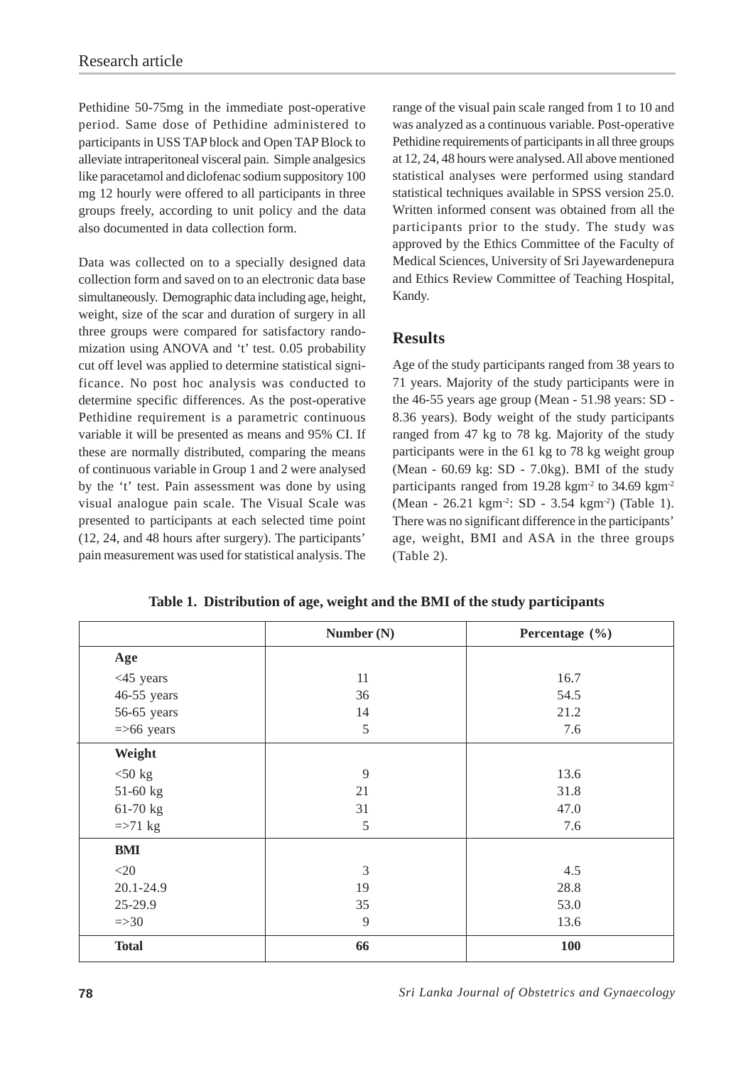Pethidine 50-75mg in the immediate post-operative period. Same dose of Pethidine administered to participants in USS TAP block and Open TAP Block to alleviate intraperitoneal visceral pain. Simple analgesics like paracetamol and diclofenac sodium suppository 100 mg 12 hourly were offered to all participants in three groups freely, according to unit policy and the data also documented in data collection form.

Data was collected on to a specially designed data collection form and saved on to an electronic data base simultaneously. Demographic data including age, height, weight, size of the scar and duration of surgery in all three groups were compared for satisfactory randomization using ANOVA and 't' test. 0.05 probability cut off level was applied to determine statistical significance. No post hoc analysis was conducted to determine specific differences. As the post-operative Pethidine requirement is a parametric continuous variable it will be presented as means and 95% CI. If these are normally distributed, comparing the means of continuous variable in Group 1 and 2 were analysed by the 't' test. Pain assessment was done by using visual analogue pain scale. The Visual Scale was presented to participants at each selected time point (12, 24, and 48 hours after surgery). The participants' pain measurement was used for statistical analysis. The range of the visual pain scale ranged from 1 to 10 and was analyzed as a continuous variable. Post-operative Pethidine requirements of participants in all three groups at 12, 24, 48 hours were analysed. All above mentioned statistical analyses were performed using standard statistical techniques available in SPSS version 25.0. Written informed consent was obtained from all the participants prior to the study. The study was approved by the Ethics Committee of the Faculty of Medical Sciences, University of Sri Jayewardenepura and Ethics Review Committee of Teaching Hospital, Kandy.

## Results

Age of the study participants ranged from 38 years to 71 years. Majority of the study participants were in the 46-55 years age group (Mean - 51.98 years: SD - 8.36 years). Body weight of the study participants ranged from 47 kg to 78 kg. Majority of the study participants were in the 61 kg to 78 kg weight group (Mean - 60.69 kg: SD - 7.0kg). BMI of the study participants ranged from 19.28 $kgm^{-2}$ to 34.69 $kgm^{-2}$ (Mean - 26.21 $kgm^{-2}$: SD - 3.54 $kgm^{-2}$) (Table 1). There was no significant difference in the participants' age, weight, BMI and ASA in the three groups (Table 2).

**Table 1. Distribution of age, weight and the BMI of the study participants**

| | Number (N) | Percentage (%) |
|---|---|---|
| **Age** | | |
| <45 years | 11 | 16.7 |
| 46-55 years | 36 | 54.5 |
| 56-65 years | 14 | 21.2 |
| =>66 years | 5 | 7.6 |
| **Weight** | | |
| <50 kg | 9 | 13.6 |
| 51-60 kg | 21 | 31.8 |
| 61-70 kg | 31 | 47.0 |
| =>71 kg | 5 | 7.6 |
| **BMI** | | |
| <20 | 3 | 4.5 |
| 20.1-24.9 | 19 | 28.8 |
| 25-29.9 | 35 | 53.0 |
| =>30 | 9 | 13.6 |
| **Total** | **66** | **100** |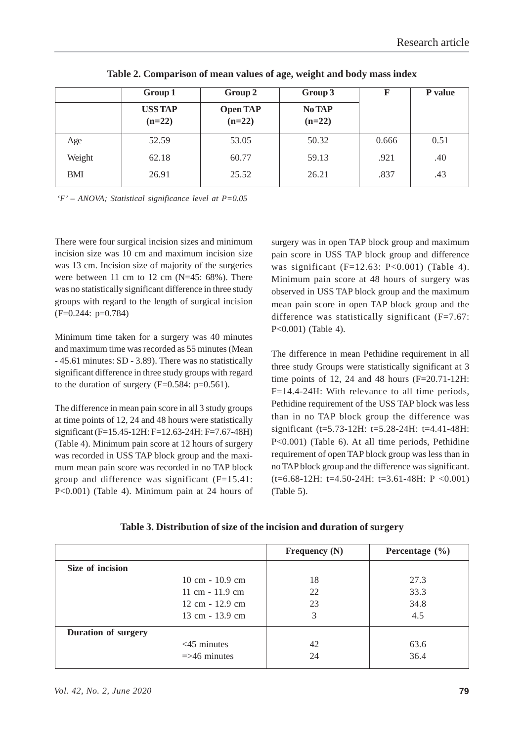**Table 2. Comparison of mean values of age, weight and body mass index**

| | Group 1 | Group 2 | Group 3 | F | P value |
|---|---|---|---|---|---|
| | **USS TAP (n=22)** | **Open TAP (n=22)** | **No TAP (n=22)** | | |
| Age | 52.59 | 53.05 | 50.32 | 0.666 | 0.51 |
| Weight | 62.18 | 60.77 | 59.13 | .921 | .40 |
| BMI | 26.91 | 25.52 | 26.21 | .837 | .43 |

*'F' – ANOVA; Statistical significance level at P=0.05*

There were four surgical incision sizes and minimum incision size was 10 cm and maximum incision size was 13 cm. Incision size of majority of the surgeries were between 11 cm to 12 cm (N=45: 68%). There was no statistically significant difference in three study groups with regard to the length of surgical incision (F=0.244: p=0.784)

Minimum time taken for a surgery was 40 minutes and maximum time was recorded as 55 minutes (Mean - 45.61 minutes: SD - 3.89). There was no statistically significant difference in three study groups with regard to the duration of surgery (F=0.584: p=0.561).

The difference in mean pain score in all 3 study groups at time points of 12, 24 and 48 hours were statistically significant (F=15.45-12H: F=12.63-24H: F=7.67-48H) (Table 4). Minimum pain score at 12 hours of surgery was recorded in USS TAP block group and the maximum mean pain score was recorded in no TAP block group and difference was significant (F=15.41: P<0.001) (Table 4). Minimum pain at 24 hours of surgery was in open TAP block group and maximum pain score in USS TAP block group and difference was significant (F=12.63: P<0.001) (Table 4). Minimum pain score at 48 hours of surgery was observed in USS TAP block group and the maximum mean pain score in open TAP block group and the difference was statistically significant (F=7.67: P<0.001) (Table 4).

The difference in mean Pethidine requirement in all three study Groups were statistically significant at 3 time points of 12, 24 and 48 hours (F=20.71-12H: F=14.4-24H: With relevance to all time periods, Pethidine requirement of the USS TAP block was less than in no TAP block group the difference was significant (t=5.73-12H: t=5.28-24H: t=4.41-48H: P<0.001) (Table 6). At all time periods, Pethidine requirement of open TAP block group was less than in no TAP block group and the difference was significant. (t=6.68-12H: t=4.50-24H: t=3.61-48H: P <0.001) (Table 5).

**Table 3. Distribution of size of the incision and duration of surgery**

| | Frequency (N) | Percentage (%) |
|---|---|---|
| **Size of incision** | | |
| 10 cm - 10.9 cm | 18 | 27.3 |
| 11 cm - 11.9 cm | 22 | 33.3 |
| 12 cm - 12.9 cm | 23 | 34.8 |
| 13 cm - 13.9 cm | 3 | 4.5 |
| **Duration of surgery** | | |
| <45 minutes | 42 | 63.6 |
| =>46 minutes | 24 | 36.4 |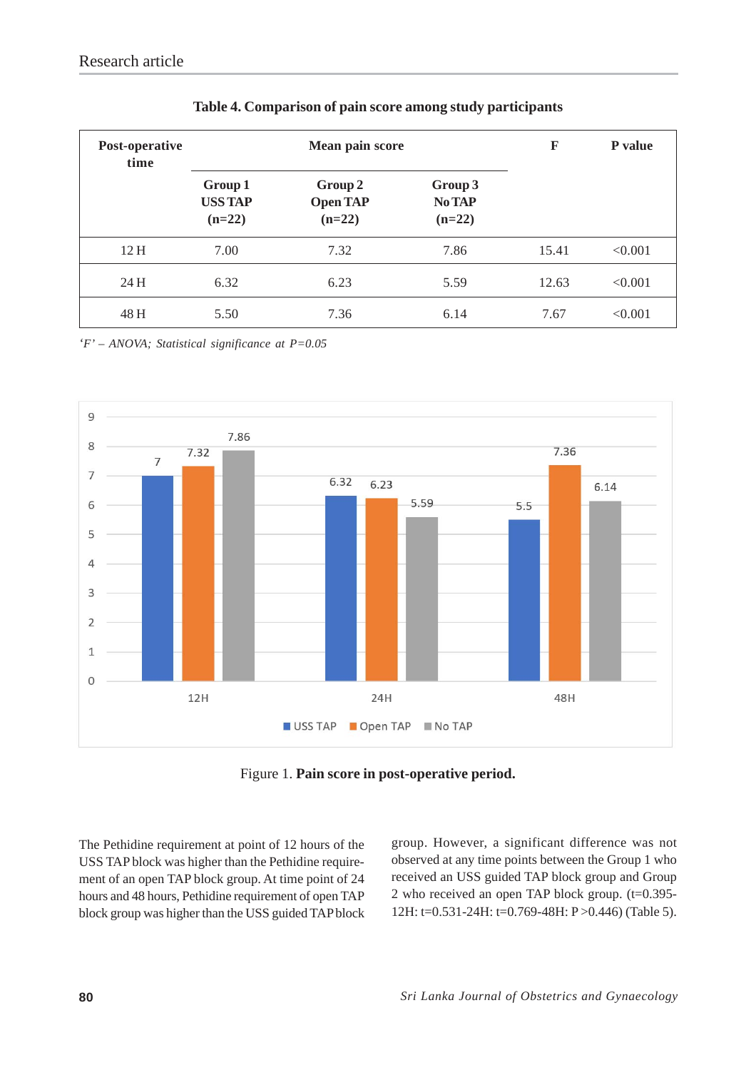**Table 4. Comparison of pain score among study participants**

| Post-operative time | Mean pain score | | | F | P value |
|---|---|---|---|---|---|
| | Group 1 USS TAP (n=22) | Group 2 Open TAP (n=22) | Group 3 No TAP (n=22) | | |
| 12 H | 7.00 | 7.32 | 7.86 | 15.41 | <0.001 |
| 24 H | 6.32 | 6.23 | 5.59 | 12.63 | <0.001 |
| 48 H | 5.50 | 7.36 | 6.14 | 7.67 | <0.001 |

*'F' – ANOVA; Statistical significance at P=0.05*

Figure 1. **Pain score in post-operative period.**

The Pethidine requirement at point of 12 hours of the USS TAP block was higher than the Pethidine requirement of an open TAP block group. At time point of 24 hours and 48 hours, Pethidine requirement of open TAP block group was higher than the USS guided TAP block group. However, a significant difference was not observed at any time points between the Group 1 who received an USS guided TAP block group and Group 2 who received an open TAP block group. (t=0.395-12H: t=0.531-24H: t=0.769-48H: P >0.446) (Table 5).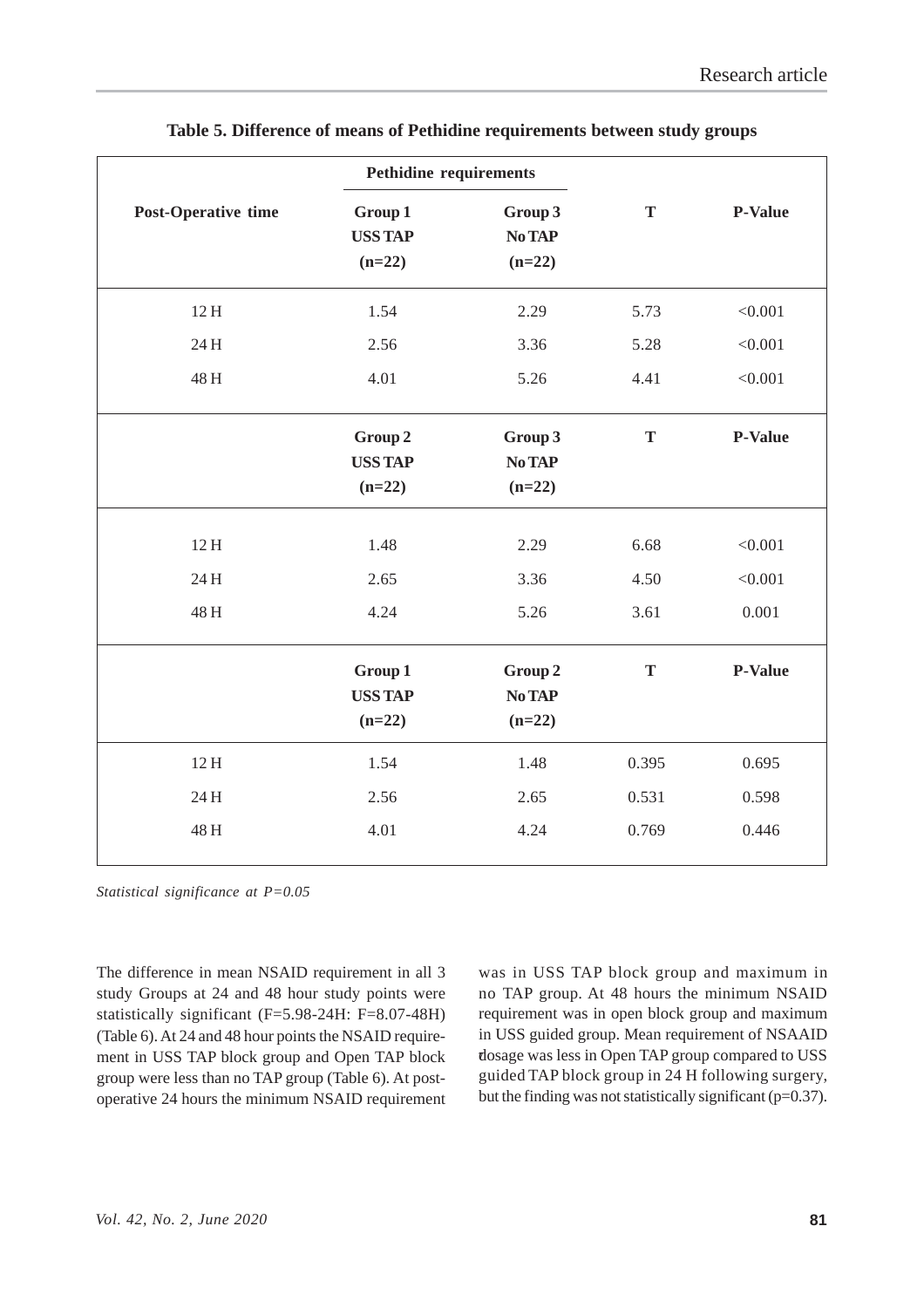**Table 5. Difference of means of Pethidine requirements between study groups**

| Post-Operative time | Pethidine requirements | | T | P-Value |
|---|---|---|---|---|
| | Group 1 USS TAP (n=22) | Group 3 No TAP (n=22) | | |
| 12 H | 1.54 | 2.29 | 5.73 | <0.001 |
| 24 H | 2.56 | 3.36 | 5.28 | <0.001 |
| 48 H | 4.01 | 5.26 | 4.41 | <0.001 |
| | Group 2 USS TAP (n=22) | Group 3 No TAP (n=22) | T | P-Value |
| 12 H | 1.48 | 2.29 | 6.68 | <0.001 |
| 24 H | 2.65 | 3.36 | 4.50 | <0.001 |
| 48 H | 4.24 | 5.26 | 3.61 | 0.001 |
| | Group 1 USS TAP (n=22) | Group 2 No TAP (n=22) | T | P-Value |
| 12 H | 1.54 | 1.48 | 0.395 | 0.695 |
| 24 H | 2.56 | 2.65 | 0.531 | 0.598 |
| 48 H | 4.01 | 4.24 | 0.769 | 0.446 |

*Statistical significance at P=0.05*

The difference in mean NSAID requirement in all 3 study Groups at 24 and 48 hour study points were statistically significant (F=5.98-24H: F=8.07-48H) (Table 6). At 24 and 48 hour points the NSAID requirement in USS TAP block group and Open TAP block group were less than no TAP group (Table 6). At post-operative 24 hours the minimum NSAID requirement was in USS TAP block group and maximum in no TAP group. At 48 hours the minimum NSAID requirement was in open block group and maximum in USS guided group. Mean requirement of NSAAID dosage was less in Open TAP group compared to USS guided TAP block group in 24 H following surgery, but the finding was not statistically significant (p=0.37).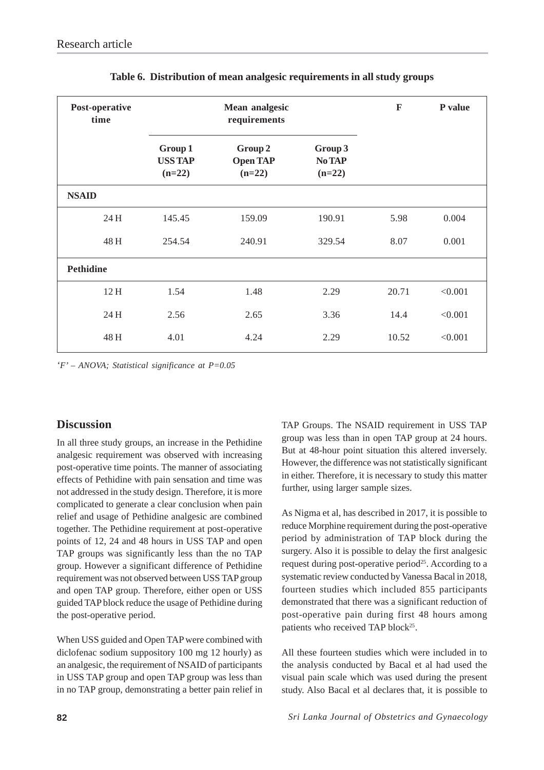**Table 6. Distribution of mean analgesic requirements in all study groups**

| Post-operative time | Mean analgesic requirements | | | F | P value |
|---|---|---|---|---|---|
| | Group 1 USS TAP (n=22) | Group 2 Open TAP (n=22) | Group 3 No TAP (n=22) | | |
| **NSAID** | | | | | |
| 24 H | 145.45 | 159.09 | 190.91 | 5.98 | 0.004 |
| 48 H | 254.54 | 240.91 | 329.54 | 8.07 | 0.001 |
| **Pethidine** | | | | | |
| 12 H | 1.54 | 1.48 | 2.29 | 20.71 | <0.001 |
| 24 H | 2.56 | 2.65 | 3.36 | 14.4 | <0.001 |
| 48 H | 4.01 | 4.24 | 2.29 | 10.52 | <0.001 |

*'F' – ANOVA; Statistical significance at P=0.05*

## Discussion

In all three study groups, an increase in the Pethidine analgesic requirement was observed with increasing post-operative time points. The manner of associating effects of Pethidine with pain sensation and time was not addressed in the study design. Therefore, it is more complicated to generate a clear conclusion when pain relief and usage of Pethidine analgesic are combined together. The Pethidine requirement at post-operative points of 12, 24 and 48 hours in USS TAP and open TAP groups was significantly less than the no TAP group. However a significant difference of Pethidine requirement was not observed between USS TAP group and open TAP group. Therefore, either open or USS guided TAP block reduce the usage of Pethidine during the post-operative period.

When USS guided and Open TAP were combined with diclofenac sodium suppository 100 mg 12 hourly) as an analgesic, the requirement of NSAID of participants in USS TAP group and open TAP group was less than in no TAP group, demonstrating a better pain relief in TAP Groups. The NSAID requirement in USS TAP group was less than in open TAP group at 24 hours. But at 48-hour point situation this altered inversely. However, the difference was not statistically significant in either. Therefore, it is necessary to study this matter further, using larger sample sizes.

As Nigma et al, has described in 2017, it is possible to reduce Morphine requirement during the post-operative period by administration of TAP block during the surgery. Also it is possible to delay the first analgesic request during post-operative period[25]. According to a systematic review conducted by Vanessa Bacal in 2018, fourteen studies which included 855 participants demonstrated that there was a significant reduction of post-operative pain during first 48 hours among patients who received TAP block[25].

All these fourteen studies which were included in to the analysis conducted by Bacal et al had used the visual pain scale which was used during the present study. Also Bacal et al declares that, it is possible to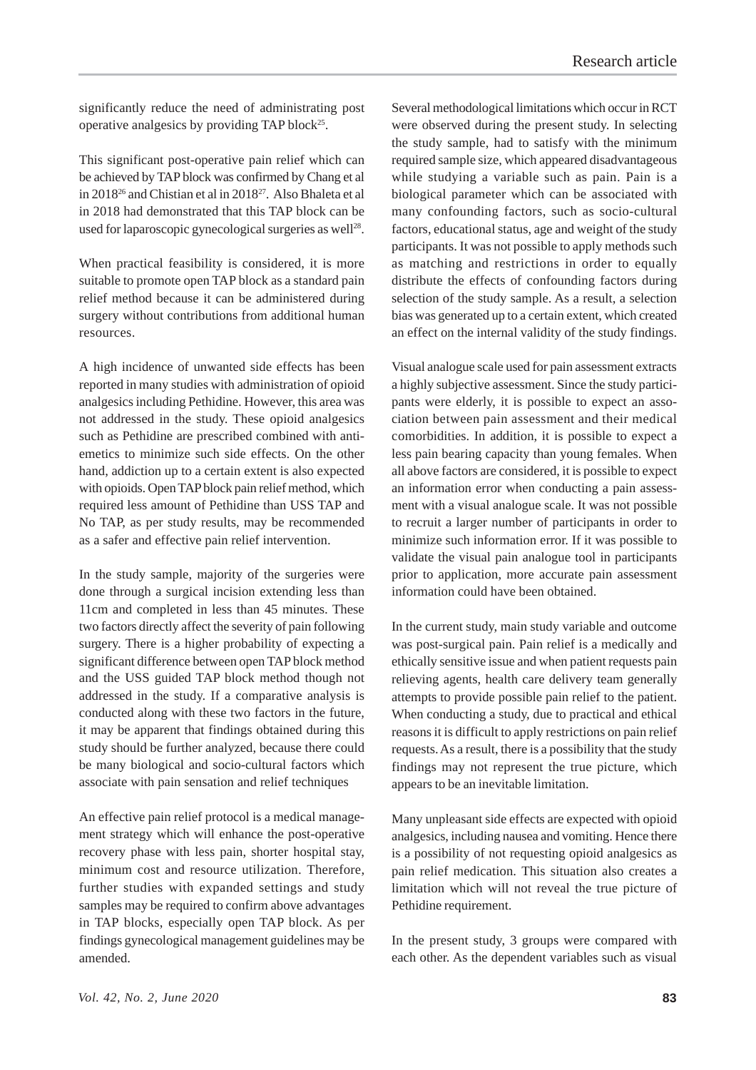significantly reduce the need of administrating post operative analgesics by providing TAP block[25].

This significant post-operative pain relief which can be achieved by TAP block was confirmed by Chang et al in 2018[26] and Chistian et al in 2018[27]. Also Bhaleta et al in 2018 had demonstrated that this TAP block can be used for laparoscopic gynecological surgeries as well[28].

When practical feasibility is considered, it is more suitable to promote open TAP block as a standard pain relief method because it can be administered during surgery without contributions from additional human resources.

A high incidence of unwanted side effects has been reported in many studies with administration of opioid analgesics including Pethidine. However, this area was not addressed in the study. These opioid analgesics such as Pethidine are prescribed combined with anti-emetics to minimize such side effects. On the other hand, addiction up to a certain extent is also expected with opioids. Open TAP block pain relief method, which required less amount of Pethidine than USS TAP and No TAP, as per study results, may be recommended as a safer and effective pain relief intervention.

In the study sample, majority of the surgeries were done through a surgical incision extending less than 11cm and completed in less than 45 minutes. These two factors directly affect the severity of pain following surgery. There is a higher probability of expecting a significant difference between open TAP block method and the USS guided TAP block method though not addressed in the study. If a comparative analysis is conducted along with these two factors in the future, it may be apparent that findings obtained during this study should be further analyzed, because there could be many biological and socio-cultural factors which associate with pain sensation and relief techniques

An effective pain relief protocol is a medical management strategy which will enhance the post-operative recovery phase with less pain, shorter hospital stay, minimum cost and resource utilization. Therefore, further studies with expanded settings and study samples may be required to confirm above advantages in TAP blocks, especially open TAP block. As per findings gynecological management guidelines may be amended.

Several methodological limitations which occur in RCT were observed during the present study. In selecting the study sample, had to satisfy with the minimum required sample size, which appeared disadvantageous while studying a variable such as pain. Pain is a biological parameter which can be associated with many confounding factors, such as socio-cultural factors, educational status, age and weight of the study participants. It was not possible to apply methods such as matching and restrictions in order to equally distribute the effects of confounding factors during selection of the study sample. As a result, a selection bias was generated up to a certain extent, which created an effect on the internal validity of the study findings.

Visual analogue scale used for pain assessment extracts a highly subjective assessment. Since the study participants were elderly, it is possible to expect an association between pain assessment and their medical comorbidities. In addition, it is possible to expect a less pain bearing capacity than young females. When all above factors are considered, it is possible to expect an information error when conducting a pain assessment with a visual analogue scale. It was not possible to recruit a larger number of participants in order to minimize such information error. If it was possible to validate the visual pain analogue tool in participants prior to application, more accurate pain assessment information could have been obtained.

In the current study, main study variable and outcome was post-surgical pain. Pain relief is a medically and ethically sensitive issue and when patient requests pain relieving agents, health care delivery team generally attempts to provide possible pain relief to the patient. When conducting a study, due to practical and ethical reasons it is difficult to apply restrictions on pain relief requests. As a result, there is a possibility that the study findings may not represent the true picture, which appears to be an inevitable limitation.

Many unpleasant side effects are expected with opioid analgesics, including nausea and vomiting. Hence there is a possibility of not requesting opioid analgesics as pain relief medication. This situation also creates a limitation which will not reveal the true picture of Pethidine requirement.

In the present study, 3 groups were compared with each other. As the dependent variables such as visual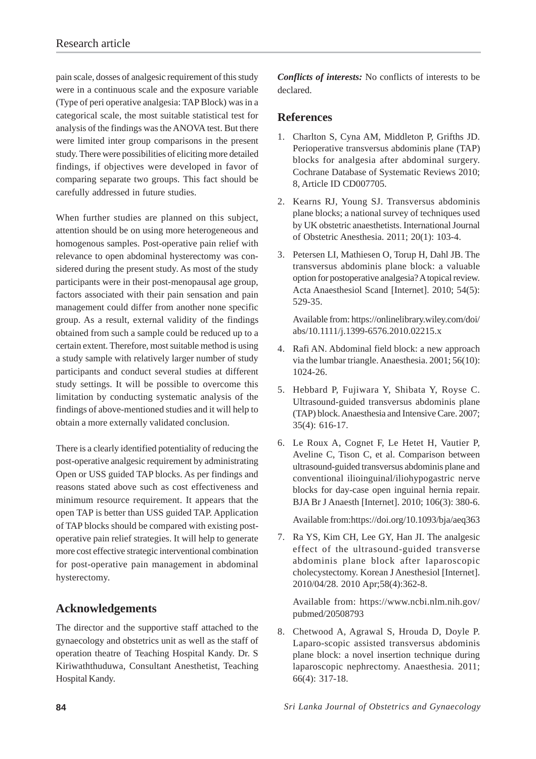pain scale, dosses of analgesic requirement of this study were in a continuous scale and the exposure variable (Type of peri operative analgesia: TAP Block) was in a categorical scale, the most suitable statistical test for analysis of the findings was the ANOVA test. But there were limited inter group comparisons in the present study. There were possibilities of eliciting more detailed findings, if objectives were developed in favor of comparing separate two groups. This fact should be carefully addressed in future studies.

When further studies are planned on this subject, attention should be on using more heterogeneous and homogenous samples. Post-operative pain relief with relevance to open abdominal hysterectomy was considered during the present study. As most of the study participants were in their post-menopausal age group, factors associated with their pain sensation and pain management could differ from another none specific group. As a result, external validity of the findings obtained from such a sample could be reduced up to a certain extent. Therefore, most suitable method is using a study sample with relatively larger number of study participants and conduct several studies at different study settings. It will be possible to overcome this limitation by conducting systematic analysis of the findings of above-mentioned studies and it will help to obtain a more externally validated conclusion.

There is a clearly identified potentiality of reducing the post-operative analgesic requirement by administrating Open or USS guided TAP blocks. As per findings and reasons stated above such as cost effectiveness and minimum resource requirement. It appears that the open TAP is better than USS guided TAP. Application of TAP blocks should be compared with existing post-operative pain relief strategies. It will help to generate more cost effective strategic interventional combination for post-operative pain management in abdominal hysterectomy.

## Acknowledgements

The director and the supportive staff attached to the gynaecology and obstetrics unit as well as the staff of operation theatre of Teaching Hospital Kandy. Dr. S Kiriwaththuduwa, Consultant Anesthetist, Teaching Hospital Kandy.

***Conflicts of interests:*** No conflicts of interests to be declared.

## References

1. Charlton S, Cyna AM, Middleton P, Grifths JD. Perioperative transversus abdominis plane (TAP) blocks for analgesia after abdominal surgery. Cochrane Database of Systematic Reviews 2010; 8, Article ID CD007705.

2. Kearns RJ, Young SJ. Transversus abdominis plane blocks; a national survey of techniques used by UK obstetric anaesthetists. International Journal of Obstetric Anesthesia. 2011; 20(1): 103-4.

3. Petersen LI, Mathiesen O, Torup H, Dahl JB. The transversus abdominis plane block: a valuable option for postoperative analgesia? A topical review. Acta Anaesthesiol Scand [Internet]. 2010; 54(5): 529-35.

   Available from: https://onlinelibrary.wiley.com/doi/abs/10.1111/j.1399-6576.2010.02215.x

4. Rafi AN. Abdominal field block: a new approach via the lumbar triangle. Anaesthesia. 2001; 56(10): 1024-26.

5. Hebbard P, Fujiwara Y, Shibata Y, Royse C. Ultrasound-guided transversus abdominis plane (TAP) block. Anaesthesia and Intensive Care. 2007; 35(4): 616-17.

6. Le Roux A, Cognet F, Le Hetet H, Vautier P, Aveline C, Tison C, et al. Comparison between ultrasound-guided transversus abdominis plane and conventional ilioinguinal/iliohypogastric nerve blocks for day-case open inguinal hernia repair. BJA Br J Anaesth [Internet]. 2010; 106(3): 380-6.

   Available from:https://doi.org/10.1093/bja/aeq363

7. Ra YS, Kim CH, Lee GY, Han JI. The analgesic effect of the ultrasound-guided transverse abdominis plane block after laparoscopic cholecystectomy. Korean J Anesthesiol [Internet]. 2010/04/28. 2010 Apr;58(4):362-8.

   Available from: https://www.ncbi.nlm.nih.gov/pubmed/20508793

8. Chetwood A, Agrawal S, Hrouda D, Doyle P. Laparo-scopic assisted transversus abdominis plane block: a novel insertion technique during laparoscopic nephrectomy. Anaesthesia. 2011; 66(4): 317-18.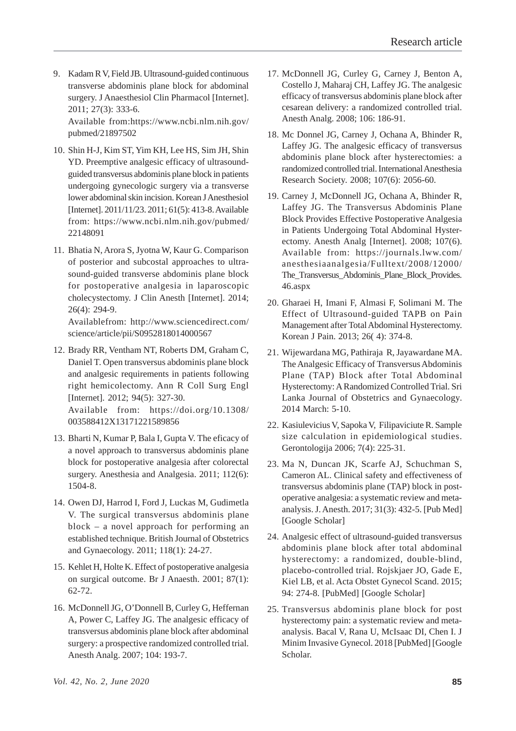9. Kadam R V, Field JB. Ultrasound-guided continuous transverse abdominis plane block for abdominal surgery. J Anaesthesiol Clin Pharmacol [Internet]. 2011; 27(3): 333-6.
   Available from:https://www.ncbi.nlm.nih.gov/pubmed/21897502

10. Shin H-J, Kim ST, Yim KH, Lee HS, Sim JH, Shin YD. Preemptive analgesic efficacy of ultrasound-guided transversus abdominis plane block in patients undergoing gynecologic surgery via a transverse lower abdominal skin incision. Korean J Anesthesiol [Internet]. 2011/11/23. 2011; 61(5): 413-8. Available from: https://www.ncbi.nlm.nih.gov/pubmed/22148091

11. Bhatia N, Arora S, Jyotna W, Kaur G. Comparison of posterior and subcostal approaches to ultrasound-guided transverse abdominis plane block for postoperative analgesia in laparoscopic cholecystectomy. J Clin Anesth [Internet]. 2014; 26(4): 294-9.
    Availablefrom: http://www.sciencedirect.com/science/article/pii/S0952818014000567

12. Brady RR, Ventham NT, Roberts DM, Graham C, Daniel T. Open transversus abdominis plane block and analgesic requirements in patients following right hemicolectomy. Ann R Coll Surg Engl [Internet]. 2012; 94(5): 327-30.
    Available from: https://doi.org/10.1308/003588412X13171221589856

13. Bharti N, Kumar P, Bala I, Gupta V. The eficacy of a novel approach to transversus abdominis plane block for postoperative analgesia after colorectal surgery. Anesthesia and Analgesia. 2011; 112(6): 1504-8.

14. Owen DJ, Harrod I, Ford J, Luckas M, Gudimetla V. The surgical transversus abdominis plane block – a novel approach for performing an established technique. British Journal of Obstetrics and Gynaecology. 2011; 118(1): 24-27.

15. Kehlet H, Holte K. Effect of postoperative analgesia on surgical outcome. Br J Anaesth. 2001; 87(1): 62-72.

16. McDonnell JG, O'Donnell B, Curley G, Heffernan A, Power C, Laffey JG. The analgesic efficacy of transversus abdominis plane block after abdominal surgery: a prospective randomized controlled trial. Anesth Analg. 2007; 104: 193-7.

17. McDonnell JG, Curley G, Carney J, Benton A, Costello J, Maharaj CH, Laffey JG. The analgesic efficacy of transversus abdominis plane block after cesarean delivery: a randomized controlled trial. Anesth Analg. 2008; 106: 186-91.

18. Mc Donnel JG, Carney J, Ochana A, Bhinder R, Laffey JG. The analgesic efficacy of transversus abdominis plane block after hysterectomies: a randomized controlled trial. International Anesthesia Research Society. 2008; 107(6): 2056-60.

19. Carney J, McDonnell JG, Ochana A, Bhinder R, Laffey JG. The Transversus Abdominis Plane Block Provides Effective Postoperative Analgesia in Patients Undergoing Total Abdominal Hysterectomy. Anesth Analg [Internet]. 2008; 107(6). Available from: https://journals.lww.com/anesthesiaanalgesia/Fulltext/2008/12000/The_Transversus_Abdominis_Plane_Block_Provides.46.aspx

20. Gharaei H, Imani F, Almasi F, Solimani M. The Effect of Ultrasound-guided TAPB on Pain Management after Total Abdominal Hysterectomy. Korean J Pain. 2013; 26( 4): 374-8.

21. Wijewardana MG, Pathiraja R, Jayawardane MA. The Analgesic Efficacy of Transversus Abdominis Plane (TAP) Block after Total Abdominal Hysterectomy: A Randomized Controlled Trial. Sri Lanka Journal of Obstetrics and Gynaecology. 2014 March: 5-10.

22. Kasiulevicius V, Sapoka V, Filipaviciute R. Sample size calculation in epidemiological studies. Gerontologija 2006; 7(4): 225-31.

23. Ma N, Duncan JK, Scarfe AJ, Schuchman S, Cameron AL. Clinical safety and effectiveness of transversus abdominis plane (TAP) block in post-operative analgesia: a systematic review and meta-analysis. J. Anesth. 2017; 31(3): 432-5. [Pub Med] [Google Scholar]

24. Analgesic effect of ultrasound-guided transversus abdominis plane block after total abdominal hysterectomy: a randomized, double-blind, placebo-controlled trial. Rojskjaer JO, Gade E, Kiel LB, et al. Acta Obstet Gynecol Scand. 2015; 94: 274-8. [PubMed] [Google Scholar]

25. Transversus abdominis plane block for post hysterectomy pain: a systematic review and meta-analysis. Bacal V, Rana U, McIsaac DI, Chen I. J Minim Invasive Gynecol. 2018 [PubMed] [Google Scholar.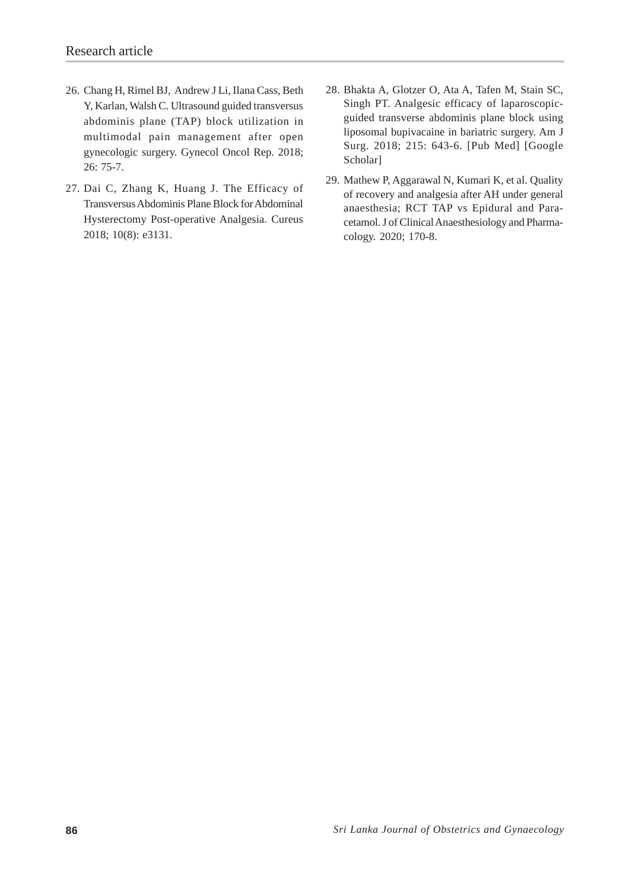26. Chang H, Rimel BJ, Andrew J Li, Ilana Cass, Beth Y, Karlan, Walsh C. Ultrasound guided transversus abdominis plane (TAP) block utilization in multimodal pain management after open gynecologic surgery. Gynecol Oncol Rep. 2018; 26: 75-7.

27. Dai C, Zhang K, Huang J. The Efficacy of Transversus Abdominis Plane Block for Abdominal Hysterectomy Post-operative Analgesia. Cureus 2018; 10(8): e3131.

28. Bhakta A, Glotzer O, Ata A, Tafen M, Stain SC, Singh PT. Analgesic efficacy of laparoscopic-guided transverse abdominis plane block using liposomal bupivacaine in bariatric surgery. Am J Surg. 2018; 215: 643-6. [Pub Med] [Google Scholar]

29. Mathew P, Aggarawal N, Kumari K, et al. Quality of recovery and analgesia after AH under general anaesthesia; RCT TAP vs Epidural and Paracetamol. J of Clinical Anaesthesiology and Pharmacology. 2020; 170-8.